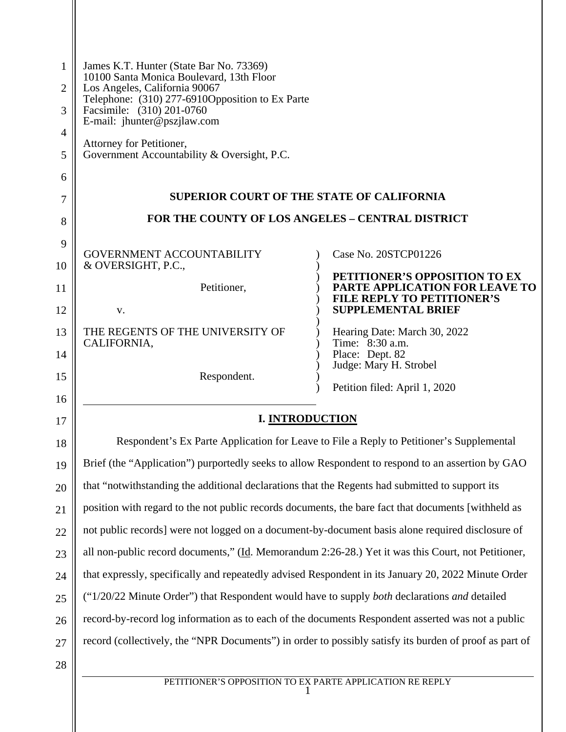James K.T. Hunter (State Bar No. 73369)
10100 Santa Monica Boulevard, 13th Floor
Los Angeles, California 90067
Telephone: (310) 277-6910Opposition to Ex Parte
Facsimile: (310) 201-0760
E-mail: jhunter@pszjlaw.com

Attorney for Petitioner,
Government Accountability & Oversight, P.C.

**SUPERIOR COURT OF THE STATE OF CALIFORNIA**

**FOR THE COUNTY OF LOS ANGELES – CENTRAL DISTRICT**

| | |
|---|---|
| GOVERNMENT ACCOUNTABILITY & OVERSIGHT, P.C.,<br><br>Petitioner,<br><br>v.<br><br>THE REGENTS OF THE UNIVERSITY OF CALIFORNIA,<br><br>Respondent. | Case No. 20STCP01226<br><br>**PETITIONER'S OPPOSITION TO EX PARTE APPLICATION FOR LEAVE TO FILE REPLY TO PETITIONER'S SUPPLEMENTAL BRIEF**<br><br>Hearing Date: March 30, 2022<br>Time: 8:30 a.m.<br>Place: Dept. 82<br>Judge: Mary H. Strobel<br><br>Petition filed: April 1, 2020 |

## I. INTRODUCTION

Respondent's Ex Parte Application for Leave to File a Reply to Petitioner's Supplemental Brief (the "Application") purportedly seeks to allow Respondent to respond to an assertion by GAO that "notwithstanding the additional declarations that the Regents had submitted to support its position with regard to the not public records documents, the bare fact that documents [withheld as not public records] were not logged on a document-by-document basis alone required disclosure of all non-public record documents," (Id. Memorandum 2:26-28.) Yet it was this Court, not Petitioner, that expressly, specifically and repeatedly advised Respondent in its January 20, 2022 Minute Order ("1/20/22 Minute Order") that Respondent would have to supply *both* declarations *and* detailed record-by-record log information as to each of the documents Respondent asserted was not a public record (collectively, the "NPR Documents") in order to possibly satisfy its burden of proof as part of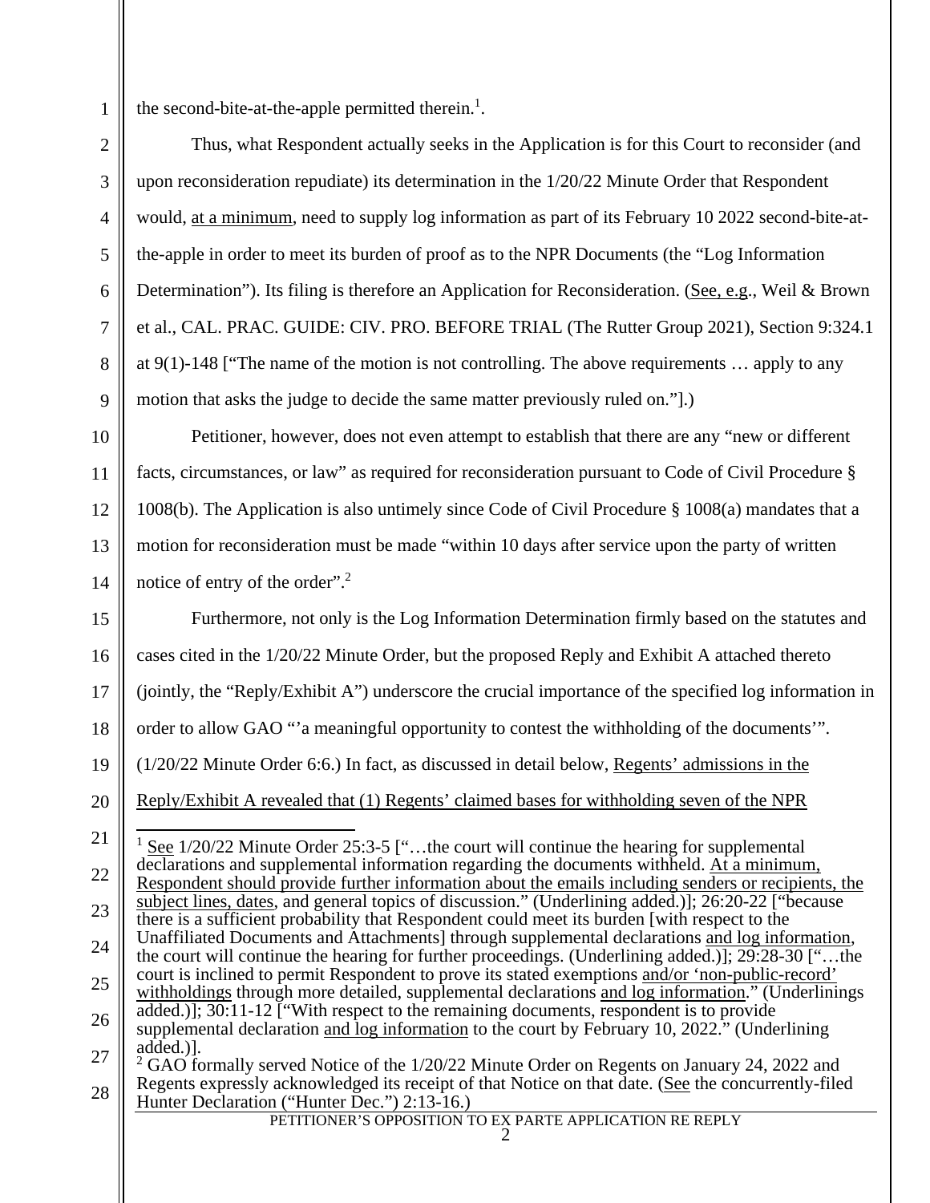the second-bite-at-the-apple permitted therein.[1].

Thus, what Respondent actually seeks in the Application is for this Court to reconsider (and upon reconsideration repudiate) its determination in the 1/20/22 Minute Order that Respondent would, at a minimum, need to supply log information as part of its February 10 2022 second-bite-at-the-apple in order to meet its burden of proof as to the NPR Documents (the "Log Information Determination"). Its filing is therefore an Application for Reconsideration. (See, e.g., Weil & Brown et al., CAL. PRAC. GUIDE: CIV. PRO. BEFORE TRIAL (The Rutter Group 2021), Section 9:324.1 at 9(1)-148 ["The name of the motion is not controlling. The above requirements … apply to any motion that asks the judge to decide the same matter previously ruled on."].)

Petitioner, however, does not even attempt to establish that there are any "new or different facts, circumstances, or law" as required for reconsideration pursuant to Code of Civil Procedure § 1008(b). The Application is also untimely since Code of Civil Procedure § 1008(a) mandates that a motion for reconsideration must be made "within 10 days after service upon the party of written notice of entry of the order".[2]

Furthermore, not only is the Log Information Determination firmly based on the statutes and cases cited in the 1/20/22 Minute Order, but the proposed Reply and Exhibit A attached thereto (jointly, the "Reply/Exhibit A") underscore the crucial importance of the specified log information in order to allow GAO "'a meaningful opportunity to contest the withholding of the documents'". (1/20/22 Minute Order 6:6.) In fact, as discussed in detail below, Regents' admissions in the Reply/Exhibit A revealed that (1) Regents' claimed bases for withholding seven of the NPR

---

[1] See 1/20/22 Minute Order 25:3-5 ["…the court will continue the hearing for supplemental declarations and supplemental information regarding the documents withheld. At a minimum, Respondent should provide further information about the emails including senders or recipients, the subject lines, dates, and general topics of discussion." (Underlining added.)]; 26:20-22 ["because there is a sufficient probability that Respondent could meet its burden [with respect to the Unaffiliated Documents and Attachments] through supplemental declarations and log information, the court will continue the hearing for further proceedings. (Underlining added.)]; 29:28-30 ["…the court is inclined to permit Respondent to prove its stated exemptions and/or 'non-public-record' withholdings through more detailed, supplemental declarations and log information." (Underlinings added.)]; 30:11-12 ["With respect to the remaining documents, respondent is to provide supplemental declaration and log information to the court by February 10, 2022." (Underlining added.)].

[2] GAO formally served Notice of the 1/20/22 Minute Order on Regents on January 24, 2022 and Regents expressly acknowledged its receipt of that Notice on that date. (See the concurrently-filed Hunter Declaration ("Hunter Dec.") 2:13-16.)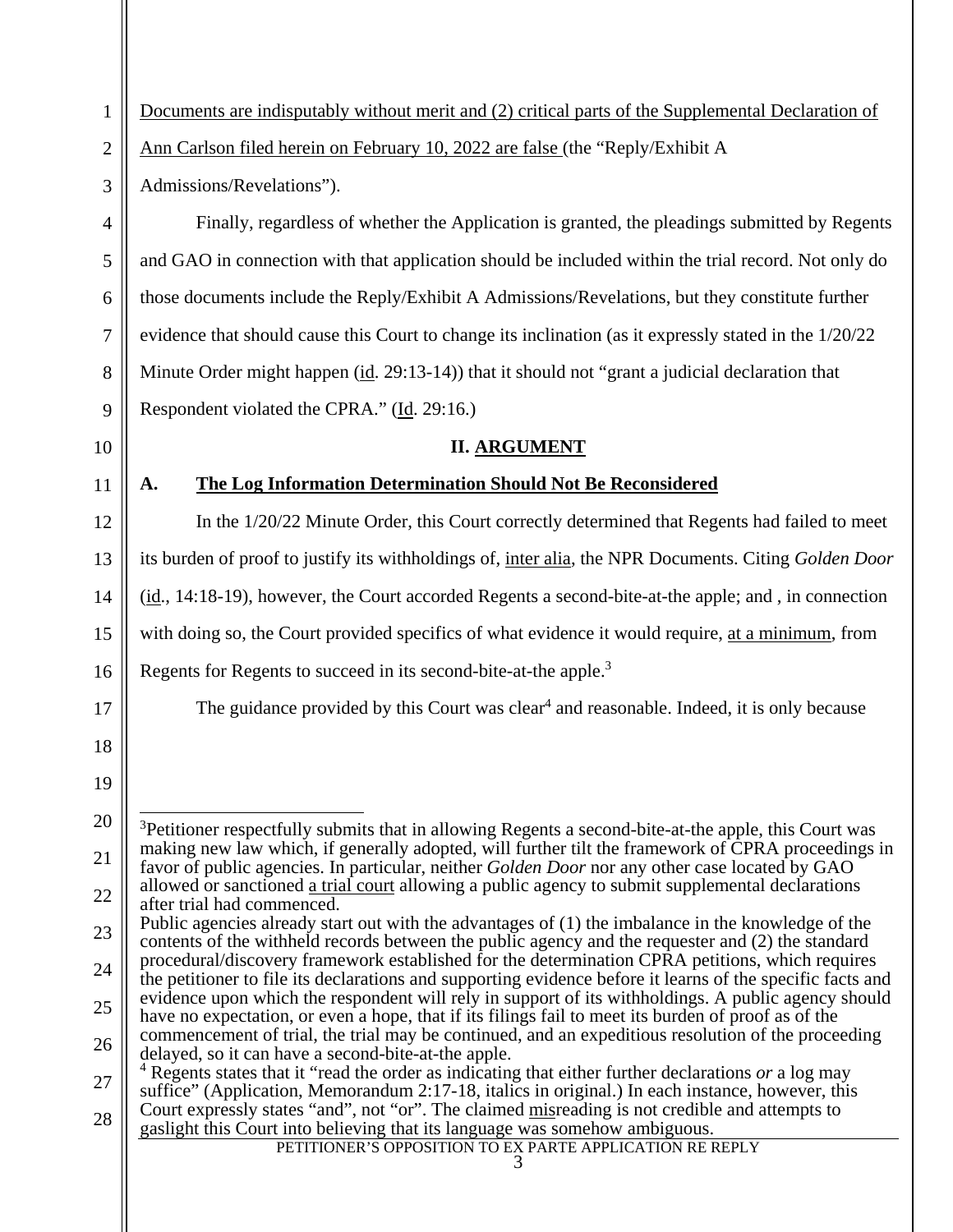Documents are indisputably without merit and (2) critical parts of the Supplemental Declaration of Ann Carlson filed herein on February 10, 2022 are false (the "Reply/Exhibit A Admissions/Revelations").

Finally, regardless of whether the Application is granted, the pleadings submitted by Regents and GAO in connection with that application should be included within the trial record. Not only do those documents include the Reply/Exhibit A Admissions/Revelations, but they constitute further evidence that should cause this Court to change its inclination (as it expressly stated in the 1/20/22 Minute Order might happen (id. 29:13-14)) that it should not "grant a judicial declaration that Respondent violated the CPRA." (Id. 29:16.)

## II. ARGUMENT

### A. The Log Information Determination Should Not Be Reconsidered

In the 1/20/22 Minute Order, this Court correctly determined that Regents had failed to meet its burden of proof to justify its withholdings of, inter alia, the NPR Documents. Citing *Golden Door* (id., 14:18-19), however, the Court accorded Regents a second-bite-at-the apple; and , in connection with doing so, the Court provided specifics of what evidence it would require, at a minimum, from Regents for Regents to succeed in its second-bite-at-the apple.[3]

The guidance provided by this Court was clear[4] and reasonable. Indeed, it is only because

---

[3]Petitioner respectfully submits that in allowing Regents a second-bite-at-the apple, this Court was making new law which, if generally adopted, will further tilt the framework of CPRA proceedings in favor of public agencies. In particular, neither *Golden Door* nor any other case located by GAO allowed or sanctioned a trial court allowing a public agency to submit supplemental declarations after trial had commenced.

Public agencies already start out with the advantages of (1) the imbalance in the knowledge of the contents of the withheld records between the public agency and the requester and (2) the standard procedural/discovery framework established for the determination CPRA petitions, which requires the petitioner to file its declarations and supporting evidence before it learns of the specific facts and evidence upon which the respondent will rely in support of its withholdings. A public agency should have no expectation, or even a hope, that if its filings fail to meet its burden of proof as of the commencement of trial, the trial may be continued, and an expeditious resolution of the proceeding delayed, so it can have a second-bite-at-the apple.

[4] Regents states that it "read the order as indicating that either further declarations *or* a log may suffice" (Application, Memorandum 2:17-18, italics in original.) In each instance, however, this Court expressly states "and", not "or". The claimed misreading is not credible and attempts to gaslight this Court into believing that its language was somehow ambiguous.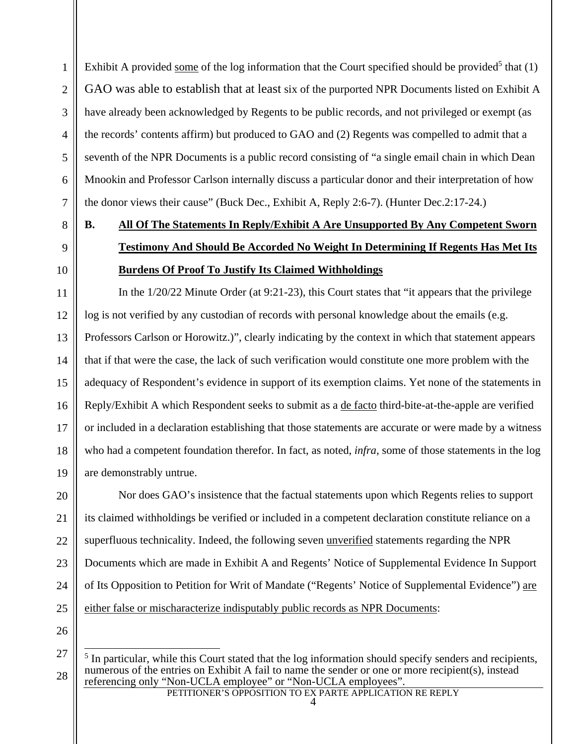Exhibit A provided some of the log information that the Court specified should be provided[5] that (1) GAO was able to establish that at least six of the purported NPR Documents listed on Exhibit A have already been acknowledged by Regents to be public records, and not privileged or exempt (as the records' contents affirm) but produced to GAO and (2) Regents was compelled to admit that a seventh of the NPR Documents is a public record consisting of "a single email chain in which Dean Mnookin and Professor Carlson internally discuss a particular donor and their interpretation of how the donor views their cause" (Buck Dec., Exhibit A, Reply 2:6-7). (Hunter Dec.2:17-24.)

### B. All Of The Statements In Reply/Exhibit A Are Unsupported By Any Competent Sworn Testimony And Should Be Accorded No Weight In Determining If Regents Has Met Its Burdens Of Proof To Justify Its Claimed Withholdings

In the 1/20/22 Minute Order (at 9:21-23), this Court states that "it appears that the privilege log is not verified by any custodian of records with personal knowledge about the emails (e.g. Professors Carlson or Horowitz.)", clearly indicating by the context in which that statement appears that if that were the case, the lack of such verification would constitute one more problem with the adequacy of Respondent's evidence in support of its exemption claims. Yet none of the statements in Reply/Exhibit A which Respondent seeks to submit as a de facto third-bite-at-the-apple are verified or included in a declaration establishing that those statements are accurate or were made by a witness who had a competent foundation therefor. In fact, as noted, *infra*, some of those statements in the log are demonstrably untrue.

Nor does GAO's insistence that the factual statements upon which Regents relies to support its claimed withholdings be verified or included in a competent declaration constitute reliance on a superfluous technicality. Indeed, the following seven unverified statements regarding the NPR Documents which are made in Exhibit A and Regents' Notice of Supplemental Evidence In Support of Its Opposition to Petition for Writ of Mandate ("Regents' Notice of Supplemental Evidence") are either false or mischaracterize indisputably public records as NPR Documents:

[5] In particular, while this Court stated that the log information should specify senders and recipients, numerous of the entries on Exhibit A fail to name the sender or one or more recipient(s), instead referencing only "Non-UCLA employee" or "Non-UCLA employees".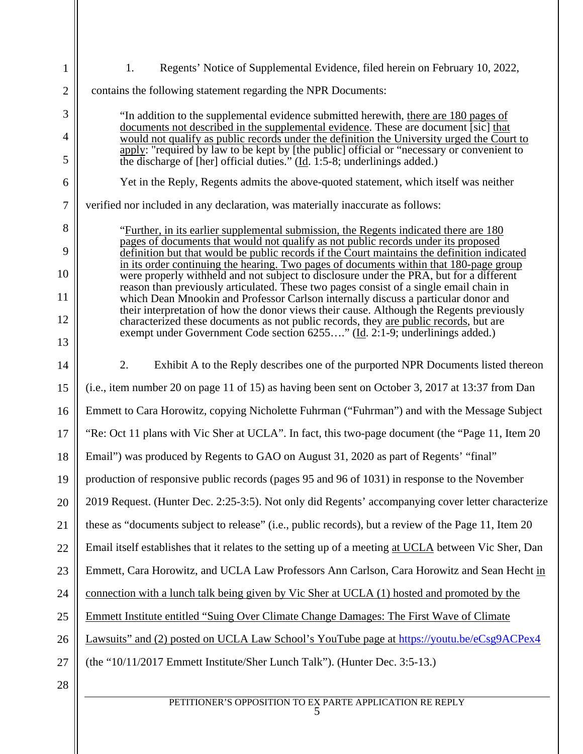1. Regents' Notice of Supplemental Evidence, filed herein on February 10, 2022, contains the following statement regarding the NPR Documents:

> "In addition to the supplemental evidence submitted herewith, <u>there are 180 pages of documents not described in the supplemental evidence</u>. These are document [sic] <u>that would not qualify as public records under the definition the University urged the Court to apply</u>: "required by law to be kept by [the public] official or "necessary or convenient to the discharge of [her] official duties." (<u>Id</u>. 1:5-8; underlinings added.)

Yet in the Reply, Regents admits the above-quoted statement, which itself was neither verified nor included in any declaration, was materially inaccurate as follows:

> "<u>Further, in its earlier supplemental submission, the Regents indicated there are 180 pages of documents that would not qualify as not public records under its proposed definition but that would be public records if the Court maintains the definition indicated in its order continuing the hearing. Two pages of documents within that 180-page group</u> were properly withheld and not subject to disclosure under the PRA, but for a different reason than previously articulated. These two pages consist of a single email chain in which Dean Mnookin and Professor Carlson internally discuss a particular donor and their interpretation of how the donor views their cause. Although the Regents previously characterized these documents as not public records, they <u>are public records</u>, but are exempt under Government Code section 6255…." (<u>Id</u>. 2:1-9; underlinings added.)

2. Exhibit A to the Reply describes one of the purported NPR Documents listed thereon (i.e., item number 20 on page 11 of 15) as having been sent on October 3, 2017 at 13:37 from Dan Emmett to Cara Horowitz, copying Nicholette Fuhrman ("Fuhrman") and with the Message Subject "Re: Oct 11 plans with Vic Sher at UCLA". In fact, this two-page document (the "Page 11, Item 20 Email") was produced by Regents to GAO on August 31, 2020 as part of Regents' "final" production of responsive public records (pages 95 and 96 of 1031) in response to the November 2019 Request. (Hunter Dec. 2:25-3:5). Not only did Regents' accompanying cover letter characterize these as "documents subject to release" (i.e., public records), but a review of the Page 11, Item 20 Email itself establishes that it relates to the setting up of a meeting <u>at UCLA</u> between Vic Sher, Dan Emmett, Cara Horowitz, and UCLA Law Professors Ann Carlson, Cara Horowitz and Sean Hecht <u>in connection with a lunch talk being given by Vic Sher at UCLA (1) hosted and promoted by the Emmett Institute entitled "Suing Over Climate Change Damages: The First Wave of Climate Lawsuits" and (2) posted on UCLA Law School's YouTube page at https://youtu.be/eCsg9ACPex4</u> (the "10/11/2017 Emmett Institute/Sher Lunch Talk"). (Hunter Dec. 3:5-13.)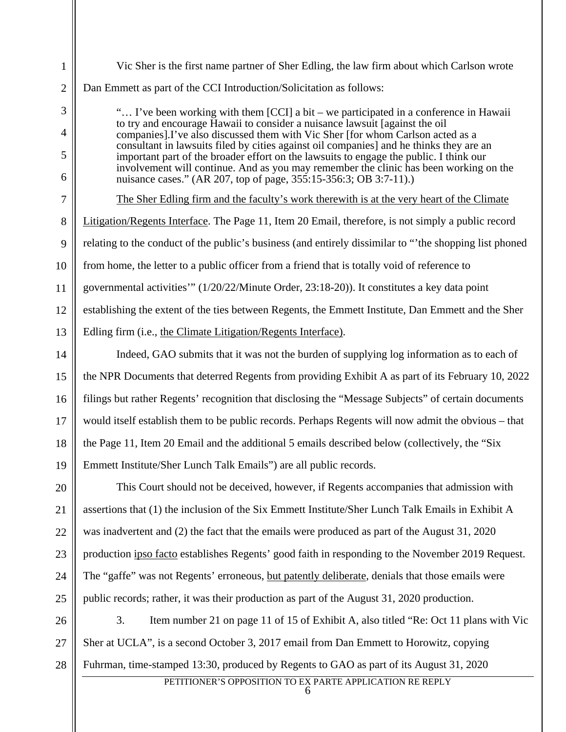Vic Sher is the first name partner of Sher Edling, the law firm about which Carlson wrote Dan Emmett as part of the CCI Introduction/Solicitation as follows:

> "… I've been working with them [CCI] a bit – we participated in a conference in Hawaii to try and encourage Hawaii to consider a nuisance lawsuit [against the oil companies].I've also discussed them with Vic Sher [for whom Carlson acted as a consultant in lawsuits filed by cities against oil companies] and he thinks they are an important part of the broader effort on the lawsuits to engage the public. I think our involvement will continue. And as you may remember the clinic has been working on the nuisance cases." (AR 207, top of page, 355:15-356:3; OB 3:7-11).)

<u>The Sher Edling firm and the faculty's work therewith is at the very heart of the Climate Litigation/Regents Interface</u>. The Page 11, Item 20 Email, therefore, is not simply a public record relating to the conduct of the public's business (and entirely dissimilar to "'the shopping list phoned from home, the letter to a public officer from a friend that is totally void of reference to governmental activities'" (1/20/22/Minute Order, 23:18-20)). It constitutes a key data point establishing the extent of the ties between Regents, the Emmett Institute, Dan Emmett and the Sher Edling firm (i.e., <u>the Climate Litigation/Regents Interface)</u>.

Indeed, GAO submits that it was not the burden of supplying log information as to each of the NPR Documents that deterred Regents from providing Exhibit A as part of its February 10, 2022 filings but rather Regents' recognition that disclosing the "Message Subjects" of certain documents would itself establish them to be public records. Perhaps Regents will now admit the obvious – that the Page 11, Item 20 Email and the additional 5 emails described below (collectively, the "Six Emmett Institute/Sher Lunch Talk Emails") are all public records.

This Court should not be deceived, however, if Regents accompanies that admission with assertions that (1) the inclusion of the Six Emmett Institute/Sher Lunch Talk Emails in Exhibit A was inadvertent and (2) the fact that the emails were produced as part of the August 31, 2020 production <u>ipso facto</u> establishes Regents' good faith in responding to the November 2019 Request. The "gaffe" was not Regents' erroneous, <u>but patently deliberate</u>, denials that those emails were public records; rather, it was their production as part of the August 31, 2020 production.

3. Item number 21 on page 11 of 15 of Exhibit A, also titled "Re: Oct 11 plans with Vic Sher at UCLA", is a second October 3, 2017 email from Dan Emmett to Horowitz, copying Fuhrman, time-stamped 13:30, produced by Regents to GAO as part of its August 31, 2020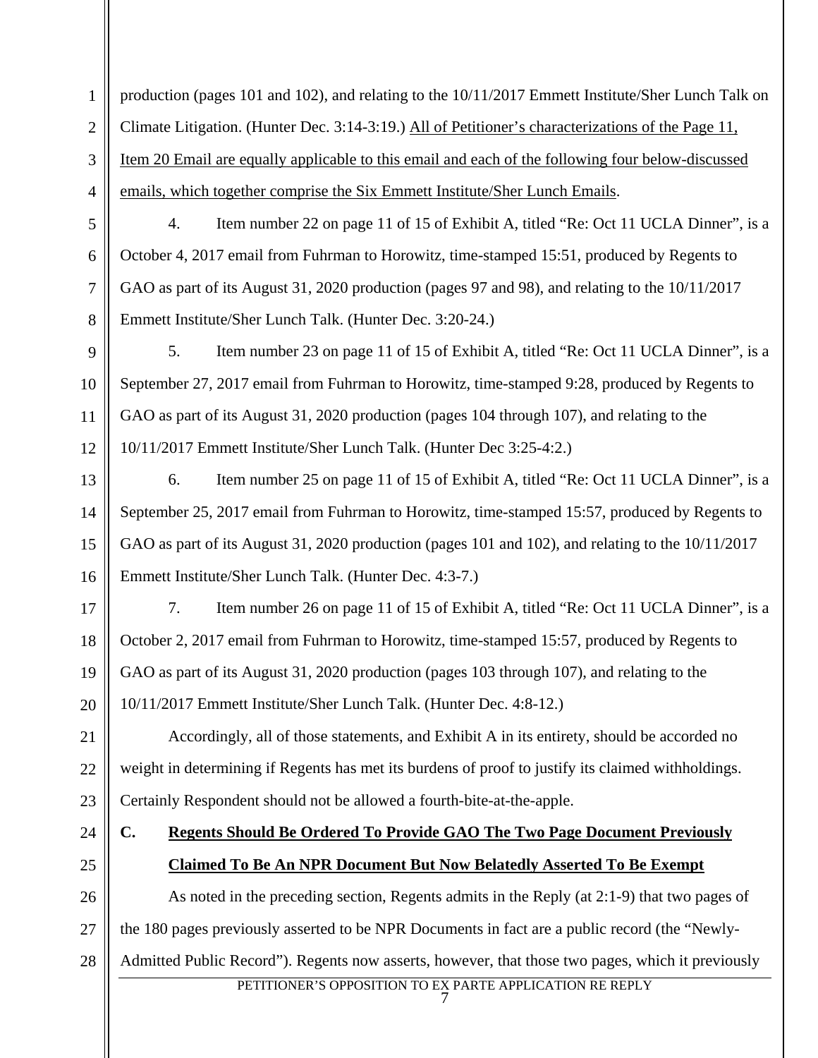production (pages 101 and 102), and relating to the 10/11/2017 Emmett Institute/Sher Lunch Talk on Climate Litigation. (Hunter Dec. 3:14-3:19.) <u>All of Petitioner's characterizations of the Page 11, Item 20 Email are equally applicable to this email and each of the following four below-discussed emails, which together comprise the Six Emmett Institute/Sher Lunch Emails</u>.

4. Item number 22 on page 11 of 15 of Exhibit A, titled "Re: Oct 11 UCLA Dinner", is a October 4, 2017 email from Fuhrman to Horowitz, time-stamped 15:51, produced by Regents to GAO as part of its August 31, 2020 production (pages 97 and 98), and relating to the 10/11/2017 Emmett Institute/Sher Lunch Talk. (Hunter Dec. 3:20-24.)

5. Item number 23 on page 11 of 15 of Exhibit A, titled "Re: Oct 11 UCLA Dinner", is a September 27, 2017 email from Fuhrman to Horowitz, time-stamped 9:28, produced by Regents to GAO as part of its August 31, 2020 production (pages 104 through 107), and relating to the 10/11/2017 Emmett Institute/Sher Lunch Talk. (Hunter Dec 3:25-4:2.)

6. Item number 25 on page 11 of 15 of Exhibit A, titled "Re: Oct 11 UCLA Dinner", is a September 25, 2017 email from Fuhrman to Horowitz, time-stamped 15:57, produced by Regents to GAO as part of its August 31, 2020 production (pages 101 and 102), and relating to the 10/11/2017 Emmett Institute/Sher Lunch Talk. (Hunter Dec. 4:3-7.)

7. Item number 26 on page 11 of 15 of Exhibit A, titled "Re: Oct 11 UCLA Dinner", is a October 2, 2017 email from Fuhrman to Horowitz, time-stamped 15:57, produced by Regents to GAO as part of its August 31, 2020 production (pages 103 through 107), and relating to the 10/11/2017 Emmett Institute/Sher Lunch Talk. (Hunter Dec. 4:8-12.)

Accordingly, all of those statements, and Exhibit A in its entirety, should be accorded no weight in determining if Regents has met its burdens of proof to justify its claimed withholdings. Certainly Respondent should not be allowed a fourth-bite-at-the-apple.

### C. <u>Regents Should Be Ordered To Provide GAO The Two Page Document Previously Claimed To Be An NPR Document But Now Belatedly Asserted To Be Exempt</u>

As noted in the preceding section, Regents admits in the Reply (at 2:1-9) that two pages of the 180 pages previously asserted to be NPR Documents in fact are a public record (the "Newly-Admitted Public Record"). Regents now asserts, however, that those two pages, which it previously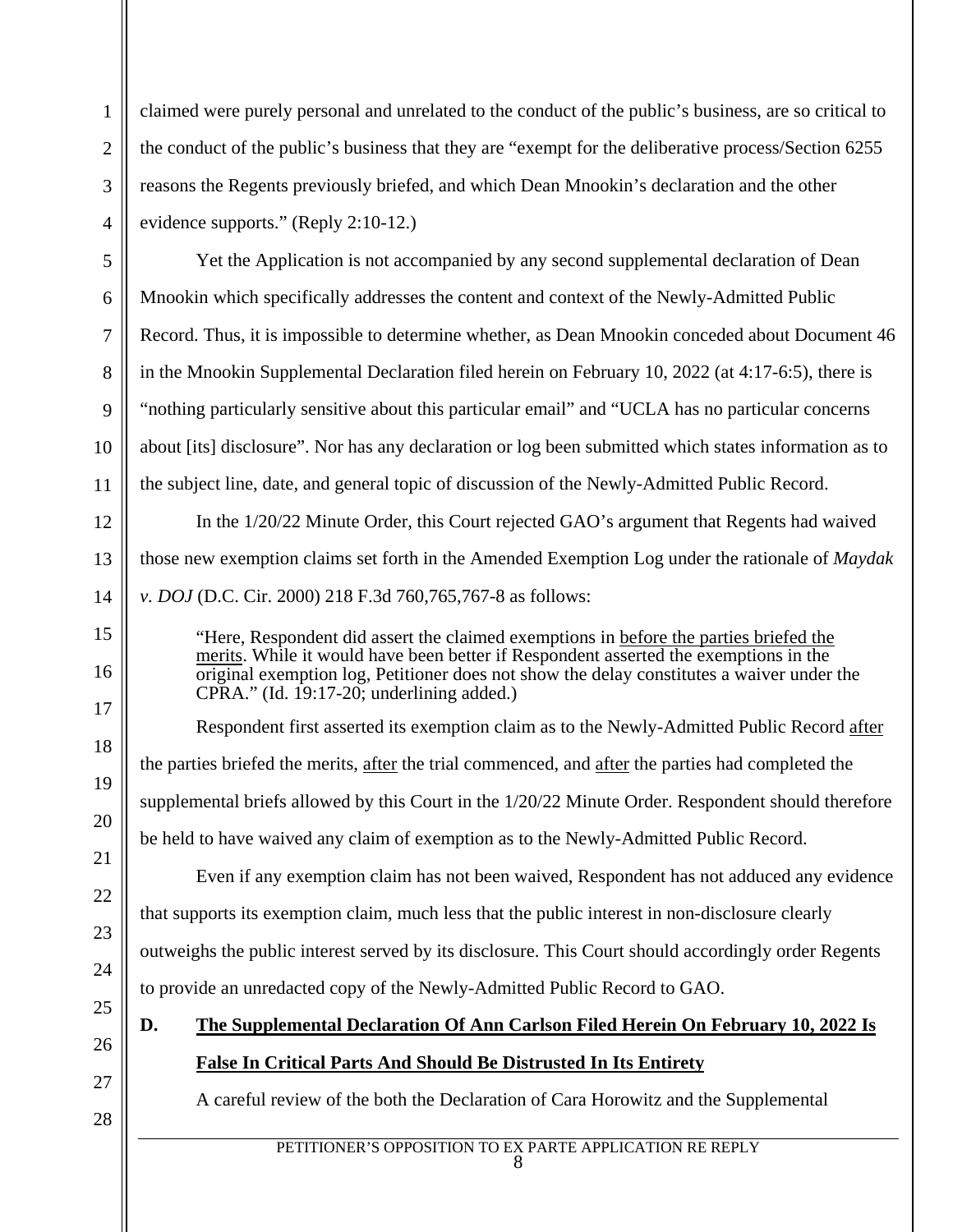claimed were purely personal and unrelated to the conduct of the public's business, are so critical to the conduct of the public's business that they are "exempt for the deliberative process/Section 6255 reasons the Regents previously briefed, and which Dean Mnookin's declaration and the other evidence supports." (Reply 2:10-12.)

Yet the Application is not accompanied by any second supplemental declaration of Dean Mnookin which specifically addresses the content and context of the Newly-Admitted Public Record. Thus, it is impossible to determine whether, as Dean Mnookin conceded about Document 46 in the Mnookin Supplemental Declaration filed herein on February 10, 2022 (at 4:17-6:5), there is "nothing particularly sensitive about this particular email" and "UCLA has no particular concerns about [its] disclosure". Nor has any declaration or log been submitted which states information as to the subject line, date, and general topic of discussion of the Newly-Admitted Public Record.

In the 1/20/22 Minute Order, this Court rejected GAO's argument that Regents had waived those new exemption claims set forth in the Amended Exemption Log under the rationale of *Maydak v. DOJ* (D.C. Cir. 2000) 218 F.3d 760,765,767-8 as follows:

> "Here, Respondent did assert the claimed exemptions in before the parties briefed the merits. While it would have been better if Respondent asserted the exemptions in the original exemption log, Petitioner does not show the delay constitutes a waiver under the CPRA." (Id. 19:17-20; underlining added.)

Respondent first asserted its exemption claim as to the Newly-Admitted Public Record after the parties briefed the merits, after the trial commenced, and after the parties had completed the supplemental briefs allowed by this Court in the 1/20/22 Minute Order. Respondent should therefore be held to have waived any claim of exemption as to the Newly-Admitted Public Record.

Even if any exemption claim has not been waived, Respondent has not adduced any evidence that supports its exemption claim, much less that the public interest in non-disclosure clearly outweighs the public interest served by its disclosure. This Court should accordingly order Regents to provide an unredacted copy of the Newly-Admitted Public Record to GAO.

**D. The Supplemental Declaration Of Ann Carlson Filed Herein On February 10, 2022 Is False In Critical Parts And Should Be Distrusted In Its Entirety**

A careful review of the both the Declaration of Cara Horowitz and the Supplemental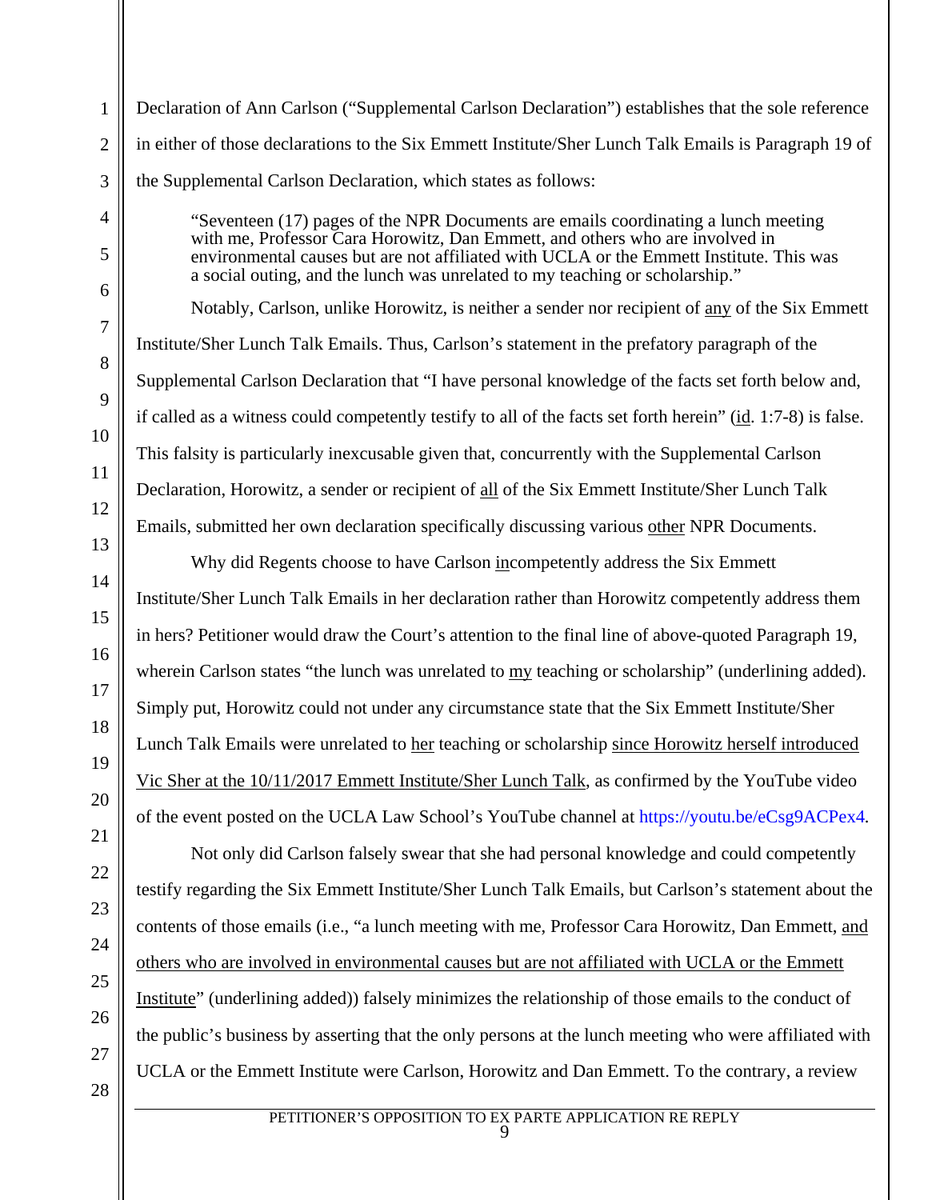Declaration of Ann Carlson ("Supplemental Carlson Declaration") establishes that the sole reference in either of those declarations to the Six Emmett Institute/Sher Lunch Talk Emails is Paragraph 19 of the Supplemental Carlson Declaration, which states as follows:

> "Seventeen (17) pages of the NPR Documents are emails coordinating a lunch meeting with me, Professor Cara Horowitz, Dan Emmett, and others who are involved in environmental causes but are not affiliated with UCLA or the Emmett Institute. This was a social outing, and the lunch was unrelated to my teaching or scholarship."

Notably, Carlson, unlike Horowitz, is neither a sender nor recipient of <u>any</u> of the Six Emmett Institute/Sher Lunch Talk Emails. Thus, Carlson's statement in the prefatory paragraph of the Supplemental Carlson Declaration that "I have personal knowledge of the facts set forth below and, if called as a witness could competently testify to all of the facts set forth herein" (<u>id</u>. 1:7-8) is false. This falsity is particularly inexcusable given that, concurrently with the Supplemental Carlson Declaration, Horowitz, a sender or recipient of <u>all</u> of the Six Emmett Institute/Sher Lunch Talk Emails, submitted her own declaration specifically discussing various <u>other</u> NPR Documents.

Why did Regents choose to have Carlson <u>in</u>competently address the Six Emmett Institute/Sher Lunch Talk Emails in her declaration rather than Horowitz competently address them in hers? Petitioner would draw the Court's attention to the final line of above-quoted Paragraph 19, wherein Carlson states "the lunch was unrelated to <u>my</u> teaching or scholarship" (underlining added). Simply put, Horowitz could not under any circumstance state that the Six Emmett Institute/Sher Lunch Talk Emails were unrelated to <u>her</u> teaching or scholarship <u>since Horowitz herself introduced Vic Sher at the 10/11/2017 Emmett Institute/Sher Lunch Talk</u>, as confirmed by the YouTube video of the event posted on the UCLA Law School's YouTube channel at https://youtu.be/eCsg9ACPex4.

Not only did Carlson falsely swear that she had personal knowledge and could competently testify regarding the Six Emmett Institute/Sher Lunch Talk Emails, but Carlson's statement about the contents of those emails (i.e., "a lunch meeting with me, Professor Cara Horowitz, Dan Emmett, <u>and others who are involved in environmental causes but are not affiliated with UCLA or the Emmett Institute</u>" (underlining added)) falsely minimizes the relationship of those emails to the conduct of the public's business by asserting that the only persons at the lunch meeting who were affiliated with UCLA or the Emmett Institute were Carlson, Horowitz and Dan Emmett. To the contrary, a review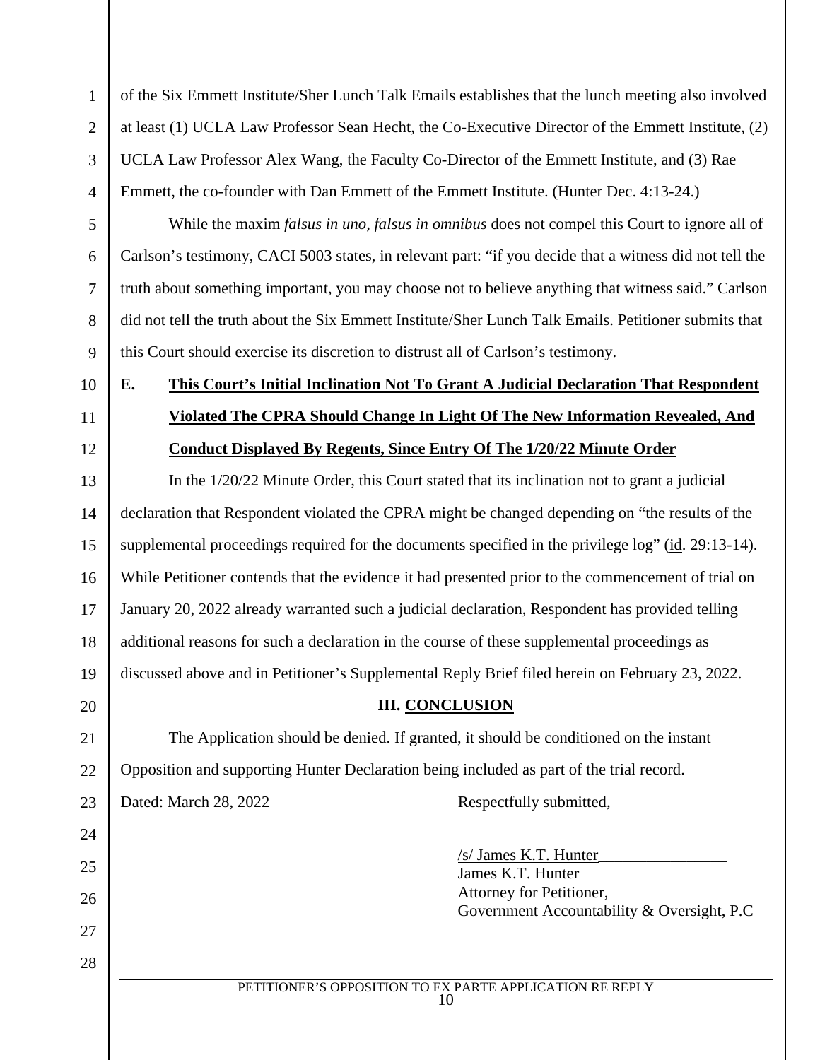of the Six Emmett Institute/Sher Lunch Talk Emails establishes that the lunch meeting also involved at least (1) UCLA Law Professor Sean Hecht, the Co-Executive Director of the Emmett Institute, (2) UCLA Law Professor Alex Wang, the Faculty Co-Director of the Emmett Institute, and (3) Rae Emmett, the co-founder with Dan Emmett of the Emmett Institute. (Hunter Dec. 4:13-24.)

While the maxim *falsus in uno, falsus in omnibus* does not compel this Court to ignore all of Carlson's testimony, CACI 5003 states, in relevant part: "if you decide that a witness did not tell the truth about something important, you may choose not to believe anything that witness said." Carlson did not tell the truth about the Six Emmett Institute/Sher Lunch Talk Emails. Petitioner submits that this Court should exercise its discretion to distrust all of Carlson's testimony.

**E. This Court's Initial Inclination Not To Grant A Judicial Declaration That Respondent Violated The CPRA Should Change In Light Of The New Information Revealed, And Conduct Displayed By Regents, Since Entry Of The 1/20/22 Minute Order**

In the 1/20/22 Minute Order, this Court stated that its inclination not to grant a judicial declaration that Respondent violated the CPRA might be changed depending on "the results of the supplemental proceedings required for the documents specified in the privilege log" (id. 29:13-14). While Petitioner contends that the evidence it had presented prior to the commencement of trial on January 20, 2022 already warranted such a judicial declaration, Respondent has provided telling additional reasons for such a declaration in the course of these supplemental proceedings as discussed above and in Petitioner's Supplemental Reply Brief filed herein on February 23, 2022.

## III. CONCLUSION

The Application should be denied. If granted, it should be conditioned on the instant Opposition and supporting Hunter Declaration being included as part of the trial record.

Dated: March 28, 2022

Respectfully submitted,

/s/ James K.T. Hunter
James K.T. Hunter
Attorney for Petitioner,
Government Accountability & Oversight, P.C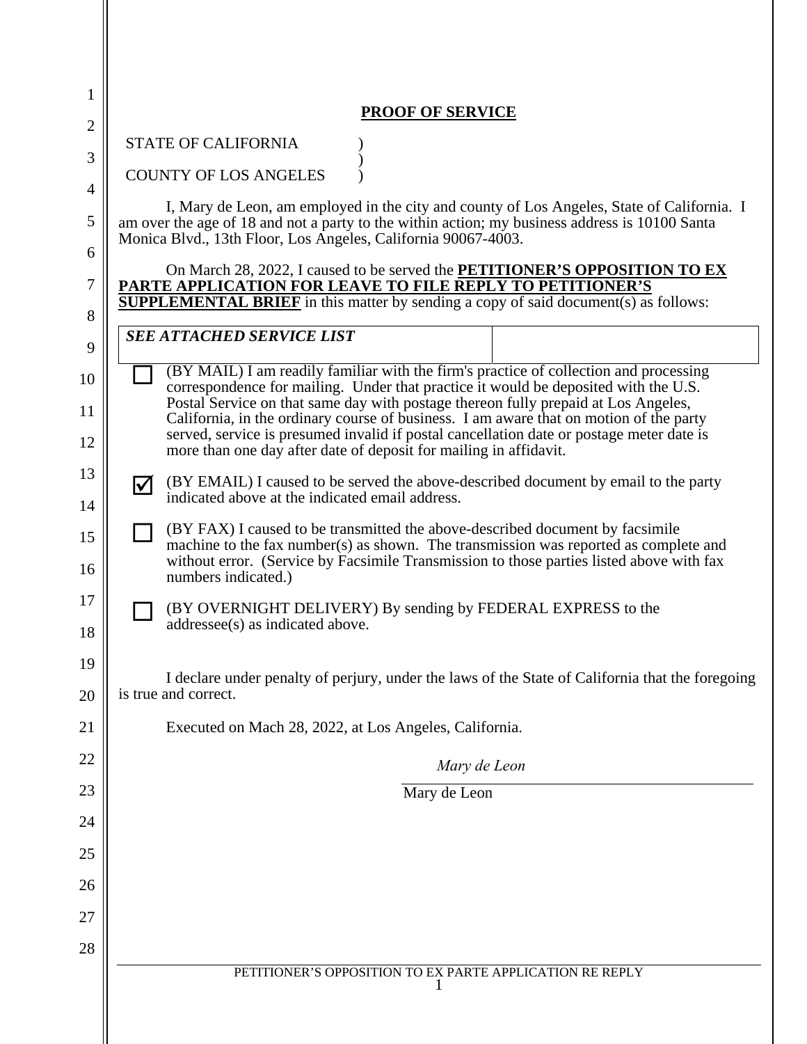**PROOF OF SERVICE**

STATE OF CALIFORNIA )
)
COUNTY OF LOS ANGELES )

I, Mary de Leon, am employed in the city and county of Los Angeles, State of California. I am over the age of 18 and not a party to the within action; my business address is 10100 Santa Monica Blvd., 13th Floor, Los Angeles, California 90067-4003.

On March 28, 2022, I caused to be served the **PETITIONER'S OPPOSITION TO EX PARTE APPLICATION FOR LEAVE TO FILE REPLY TO PETITIONER'S SUPPLEMENTAL BRIEF** in this matter by sending a copy of said document(s) as follows:

| ***SEE ATTACHED SERVICE LIST*** | |
|---|---|

☐ (BY MAIL) I am readily familiar with the firm's practice of collection and processing correspondence for mailing. Under that practice it would be deposited with the U.S. Postal Service on that same day with postage thereon fully prepaid at Los Angeles, California, in the ordinary course of business. I am aware that on motion of the party served, service is presumed invalid if postal cancellation date or postage meter date is more than one day after date of deposit for mailing in affidavit.

☑ (BY EMAIL) I caused to be served the above-described document by email to the party indicated above at the indicated email address.

☐ (BY FAX) I caused to be transmitted the above-described document by facsimile machine to the fax number(s) as shown. The transmission was reported as complete and without error. (Service by Facsimile Transmission to those parties listed above with fax numbers indicated.)

☐ (BY OVERNIGHT DELIVERY) By sending by FEDERAL EXPRESS to the addressee(s) as indicated above.

I declare under penalty of perjury, under the laws of the State of California that the foregoing is true and correct.

Executed on Mach 28, 2022, at Los Angeles, California.

*Mary de Leon*

Mary de Leon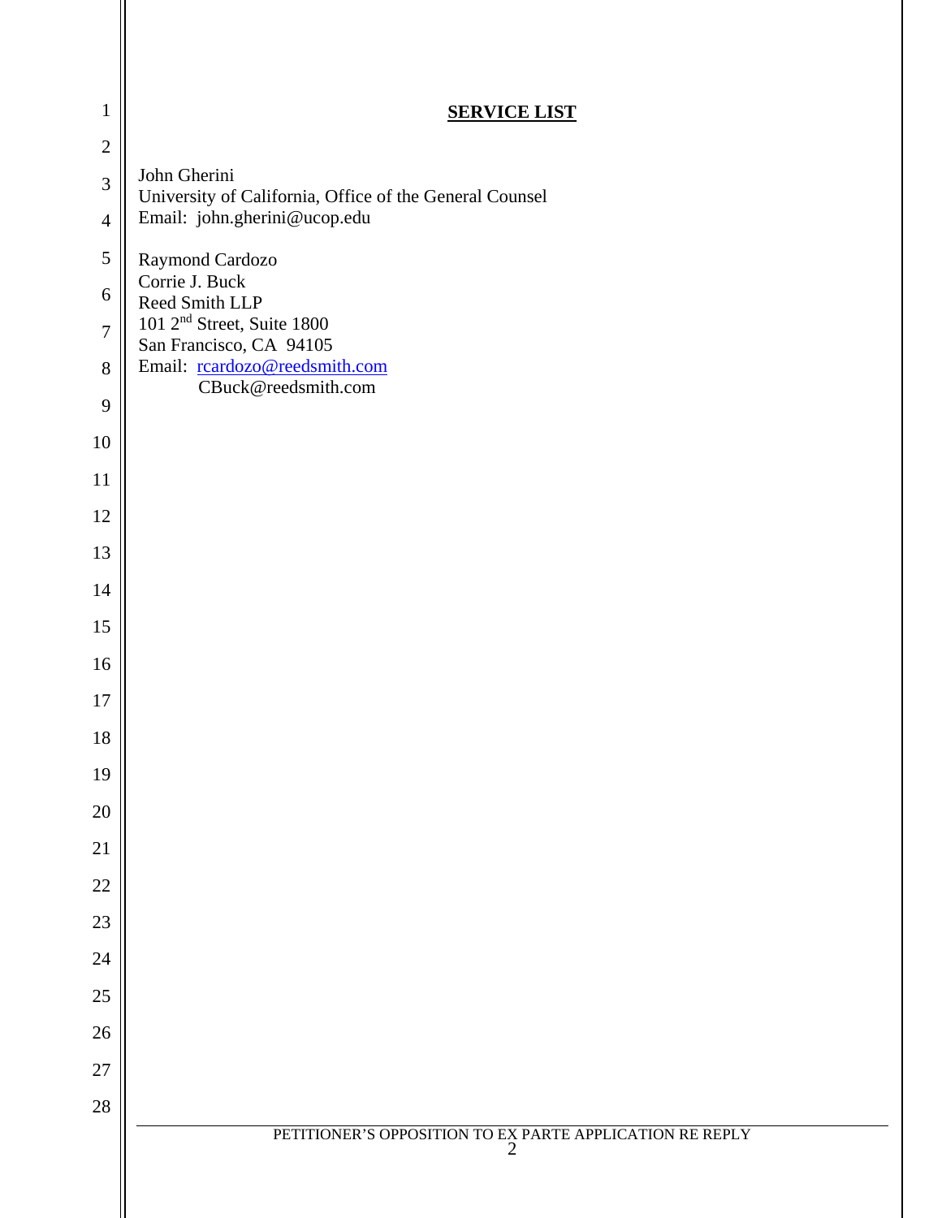**SERVICE LIST**

John Gherini
University of California, Office of the General Counsel
Email: john.gherini@ucop.edu

Raymond Cardozo
Corrie J. Buck
Reed Smith LLP
101 2nd Street, Suite 1800
San Francisco, CA 94105
Email: rcardozo@reedsmith.com
CBuck@reedsmith.com